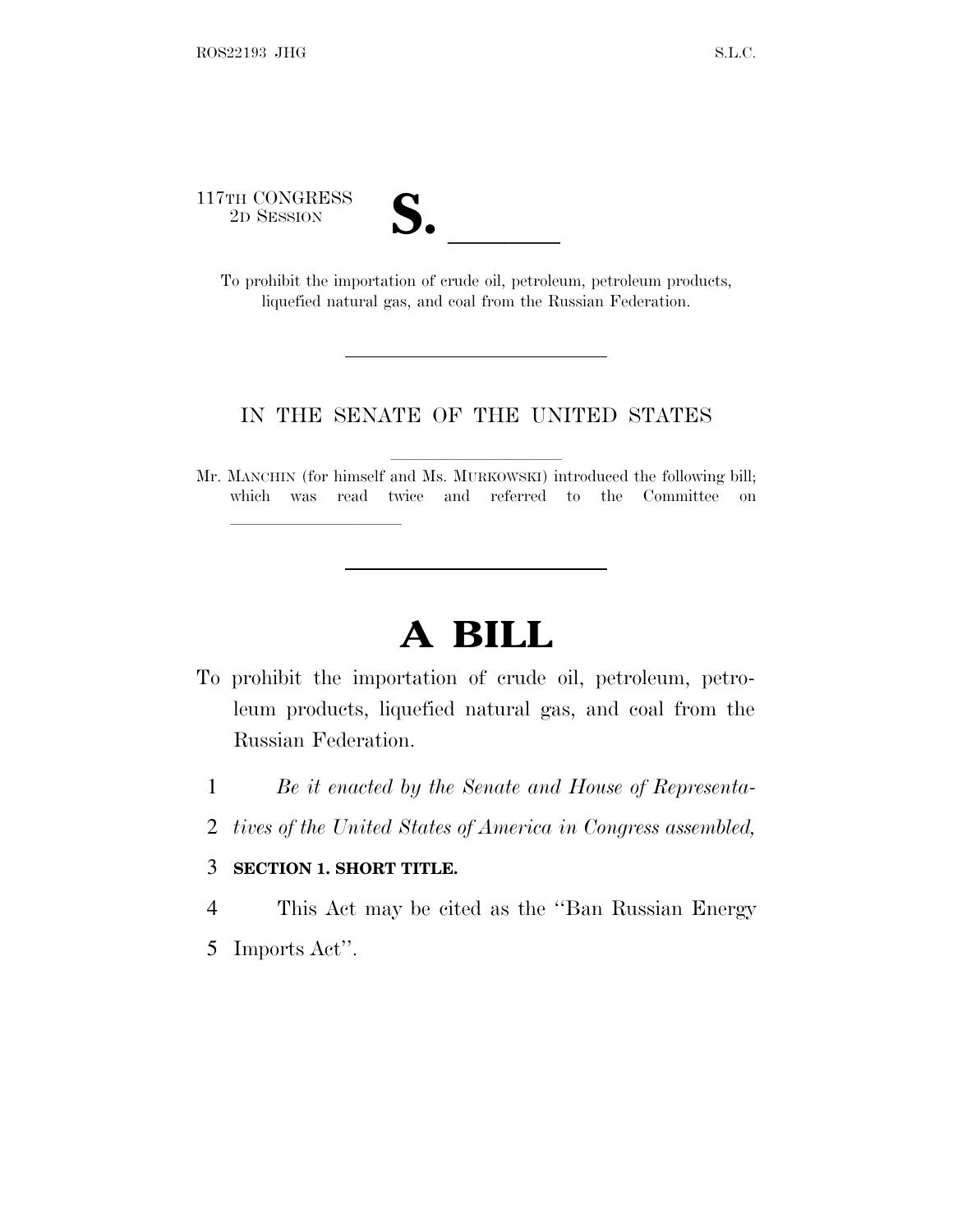117TH CONGRESS
2D SESSION

**S. \_\_\_\_\_\_**

To prohibit the importation of crude oil, petroleum, petroleum products, liquefied natural gas, and coal from the Russian Federation.

---

IN THE SENATE OF THE UNITED STATES

Mr. MANCHIN (for himself and Ms. MURKOWSKI) introduced the following bill; which was read twice and referred to the Committee on \_\_\_\_\_\_\_\_\_\_\_\_\_\_\_\_

---

# A BILL

To prohibit the importation of crude oil, petroleum, petroleum products, liquefied natural gas, and coal from the Russian Federation.

1 *Be it enacted by the Senate and House of Representa-*
2 *tives of the United States of America in Congress assembled,*

3 **SECTION 1. SHORT TITLE.**

4 This Act may be cited as the "Ban Russian Energy
5 Imports Act".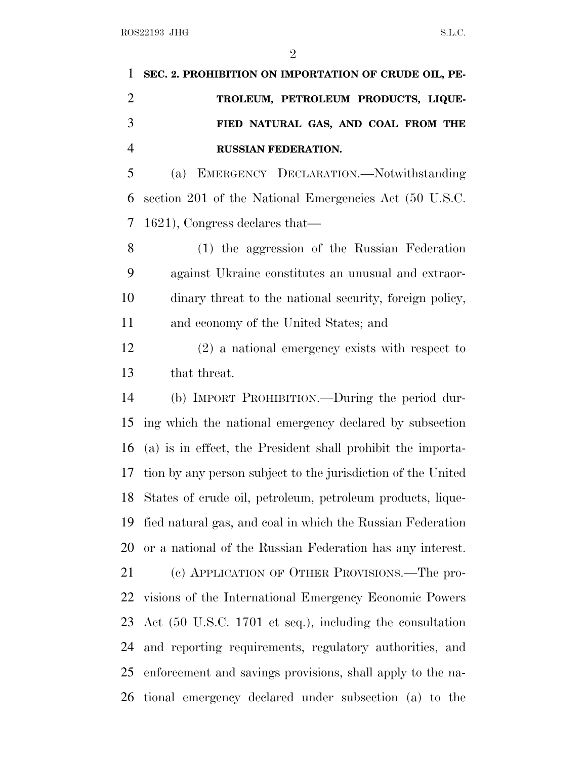**SEC. 2. PROHIBITION ON IMPORTATION OF CRUDE OIL, PETROLEUM, PETROLEUM PRODUCTS, LIQUEFIED NATURAL GAS, AND COAL FROM THE RUSSIAN FEDERATION.**

(a) EMERGENCY DECLARATION.—Notwithstanding section 201 of the National Emergencies Act (50 U.S.C. 1621), Congress declares that—

(1) the aggression of the Russian Federation against Ukraine constitutes an unusual and extraordinary threat to the national security, foreign policy, and economy of the United States; and

(2) a national emergency exists with respect to that threat.

(b) IMPORT PROHIBITION.—During the period during which the national emergency declared by subsection (a) is in effect, the President shall prohibit the importation by any person subject to the jurisdiction of the United States of crude oil, petroleum, petroleum products, liquefied natural gas, and coal in which the Russian Federation or a national of the Russian Federation has any interest.

(c) APPLICATION OF OTHER PROVISIONS.—The provisions of the International Emergency Economic Powers Act (50 U.S.C. 1701 et seq.), including the consultation and reporting requirements, regulatory authorities, and enforcement and savings provisions, shall apply to the national emergency declared under subsection (a) to the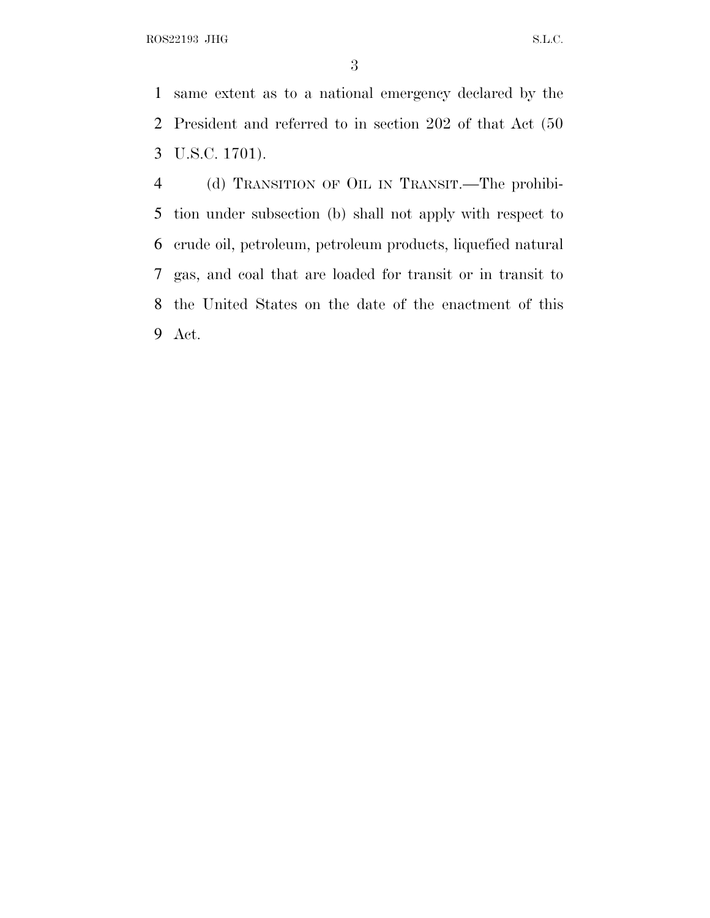same extent as to a national emergency declared by the President and referred to in section 202 of that Act (50 U.S.C. 1701).

(d) TRANSITION OF OIL IN TRANSIT.—The prohibition under subsection (b) shall not apply with respect to crude oil, petroleum, petroleum products, liquefied natural gas, and coal that are loaded for transit or in transit to the United States on the date of the enactment of this Act.